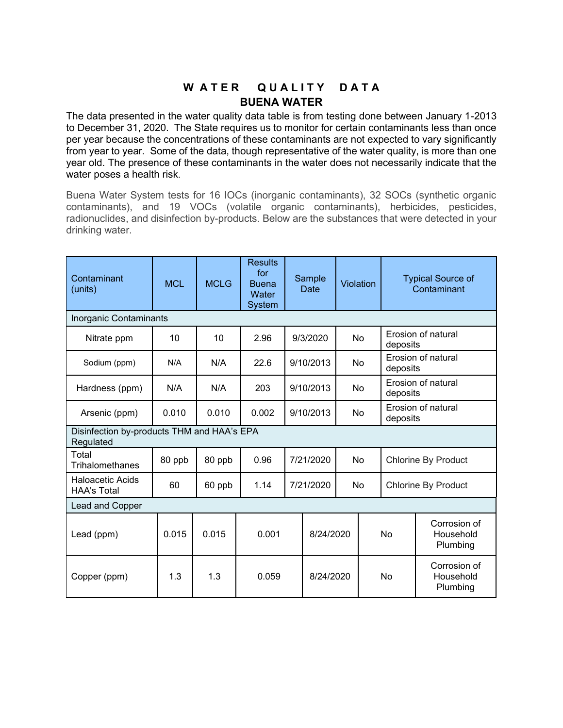# WATER QUALITY DATA

## BUENA WATER

The data presented in the water quality data table is from testing done between January 1-2013 to December 31, 2020. The State requires us to monitor for certain contaminants less than once per year because the concentrations of these contaminants are not expected to vary significantly from year to year. Some of the data, though representative of the water quality, is more than one year old. The presence of these contaminants in the water does not necessarily indicate that the water poses a health risk.

Buena Water System tests for 16 IOCs (inorganic contaminants), 32 SOCs (synthetic organic contaminants), and 19 VOCs (volatile organic contaminants), herbicides, pesticides, radionuclides, and disinfection by-products. Below are the substances that were detected in your drinking water.

| Contaminant (units) | MCL | MCLG | Results for Buena Water System | Sample Date | Violation | Typical Source of Contaminant |
|---|---|---|---|---|---|---|
| Inorganic Contaminants | | | | | | |
| Nitrate ppm | 10 | 10 | 2.96 | 9/3/2020 | No | Erosion of natural deposits |
| Sodium (ppm) | N/A | N/A | 22.6 | 9/10/2013 | No | Erosion of natural deposits |
| Hardness (ppm) | N/A | N/A | 203 | 9/10/2013 | No | Erosion of natural deposits |
| Arsenic (ppm) | 0.010 | 0.010 | 0.002 | 9/10/2013 | No | Erosion of natural deposits |
| Disinfection by-products THM and HAA's EPA Regulated | | | | | | |
| Total Trihalomethanes | 80 ppb | 80 ppb | 0.96 | 7/21/2020 | No | Chlorine By Product |
| Haloacetic Acids HAA's Total | 60 | 60 ppb | 1.14 | 7/21/2020 | No | Chlorine By Product |
| Lead and Copper | | | | | | |
| Lead (ppm) | 0.015 | 0.015 | 0.001 | 8/24/2020 | No | Corrosion of Household Plumbing |
| Copper (ppm) | 1.3 | 1.3 | 0.059 | 8/24/2020 | No | Corrosion of Household Plumbing |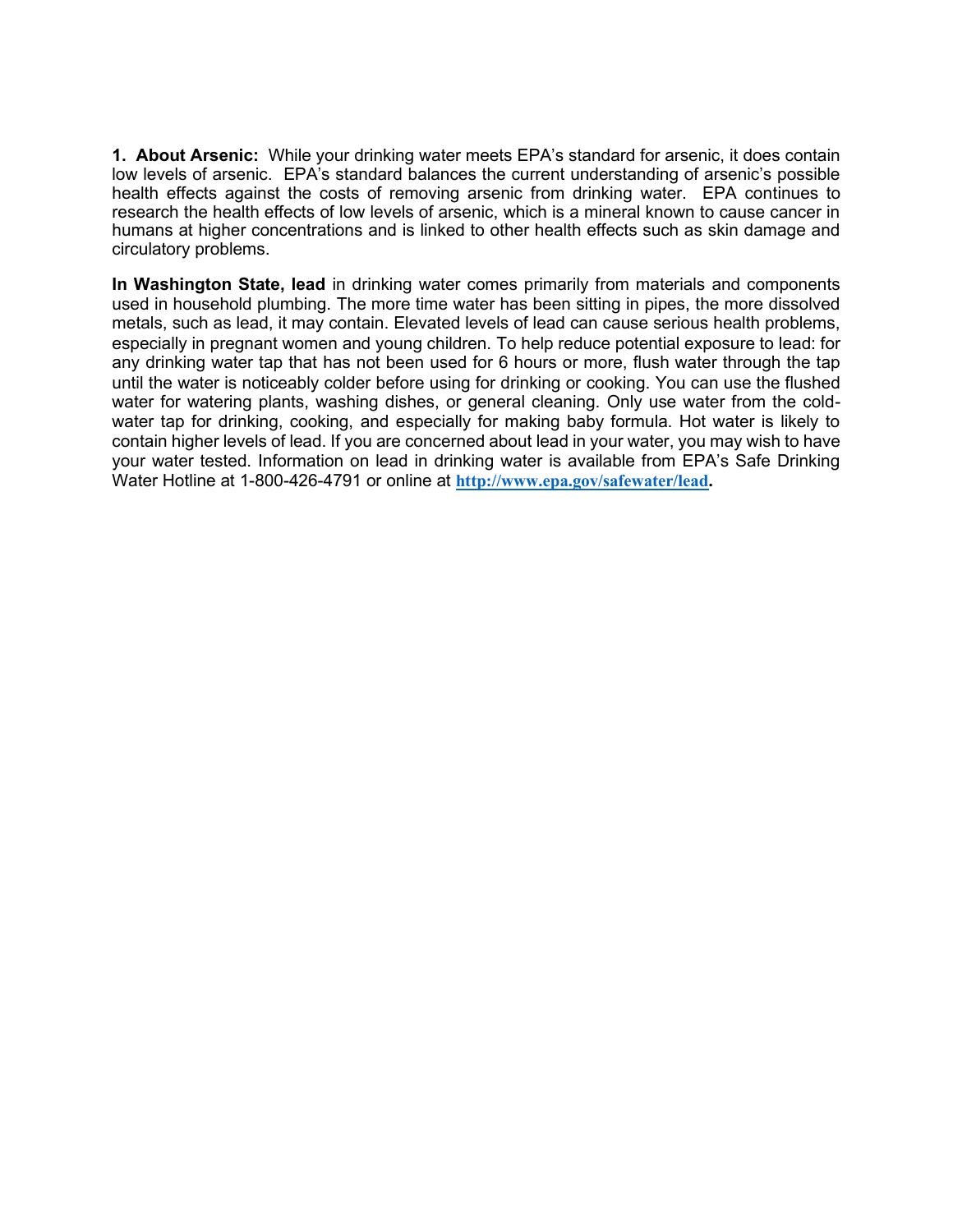**1. About Arsenic:** While your drinking water meets EPA's standard for arsenic, it does contain low levels of arsenic. EPA's standard balances the current understanding of arsenic's possible health effects against the costs of removing arsenic from drinking water. EPA continues to research the health effects of low levels of arsenic, which is a mineral known to cause cancer in humans at higher concentrations and is linked to other health effects such as skin damage and circulatory problems.

**In Washington State, lead** in drinking water comes primarily from materials and components used in household plumbing. The more time water has been sitting in pipes, the more dissolved metals, such as lead, it may contain. Elevated levels of lead can cause serious health problems, especially in pregnant women and young children. To help reduce potential exposure to lead: for any drinking water tap that has not been used for 6 hours or more, flush water through the tap until the water is noticeably colder before using for drinking or cooking. You can use the flushed water for watering plants, washing dishes, or general cleaning. Only use water from the cold-water tap for drinking, cooking, and especially for making baby formula. Hot water is likely to contain higher levels of lead. If you are concerned about lead in your water, you may wish to have your water tested. Information on lead in drinking water is available from EPA's Safe Drinking Water Hotline at 1-800-426-4791 or online at **http://www.epa.gov/safewater/lead.**